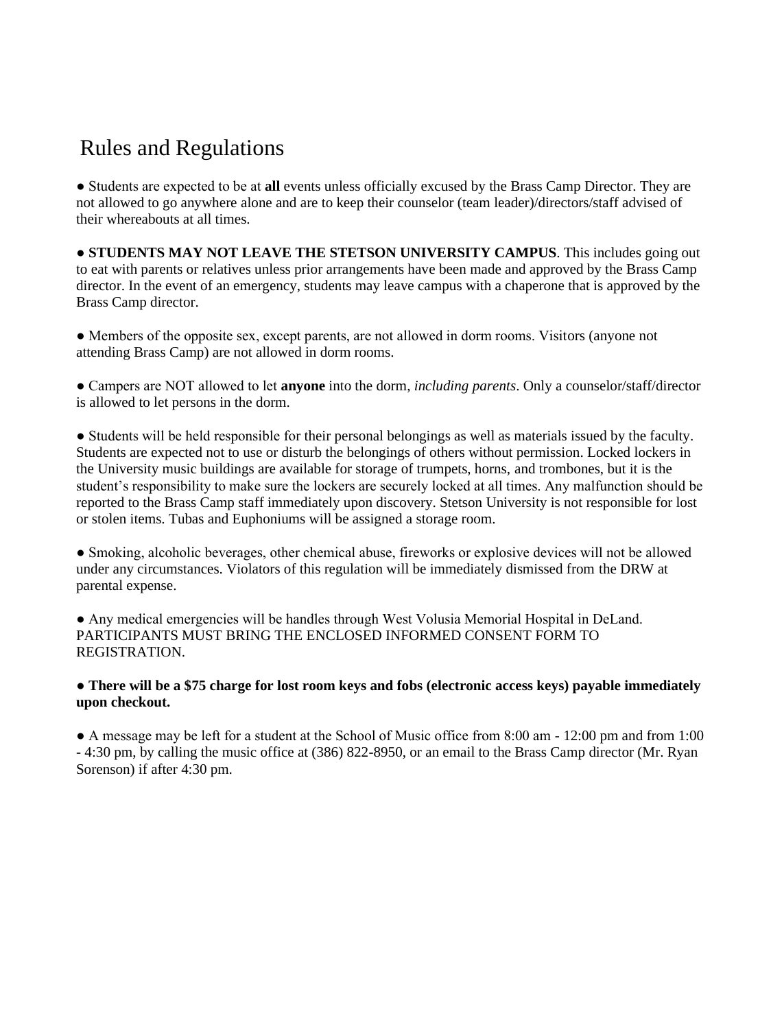# Rules and Regulations

- Students are expected to be at **all** events unless officially excused by the Brass Camp Director. They are not allowed to go anywhere alone and are to keep their counselor (team leader)/directors/staff advised of their whereabouts at all times.

- **STUDENTS MAY NOT LEAVE THE STETSON UNIVERSITY CAMPUS**. This includes going out to eat with parents or relatives unless prior arrangements have been made and approved by the Brass Camp director. In the event of an emergency, students may leave campus with a chaperone that is approved by the Brass Camp director.

- Members of the opposite sex, except parents, are not allowed in dorm rooms. Visitors (anyone not attending Brass Camp) are not allowed in dorm rooms.

- Campers are NOT allowed to let **anyone** into the dorm, *including parents*. Only a counselor/staff/director is allowed to let persons in the dorm.

- Students will be held responsible for their personal belongings as well as materials issued by the faculty. Students are expected not to use or disturb the belongings of others without permission. Locked lockers in the University music buildings are available for storage of trumpets, horns, and trombones, but it is the student's responsibility to make sure the lockers are securely locked at all times. Any malfunction should be reported to the Brass Camp staff immediately upon discovery. Stetson University is not responsible for lost or stolen items. Tubas and Euphoniums will be assigned a storage room.

- Smoking, alcoholic beverages, other chemical abuse, fireworks or explosive devices will not be allowed under any circumstances. Violators of this regulation will be immediately dismissed from the DRW at parental expense.

- Any medical emergencies will be handles through West Volusia Memorial Hospital in DeLand. PARTICIPANTS MUST BRING THE ENCLOSED INFORMED CONSENT FORM TO REGISTRATION.

- **There will be a $75 charge for lost room keys and fobs (electronic access keys) payable immediately upon checkout.**

- A message may be left for a student at the School of Music office from 8:00 am - 12:00 pm and from 1:00 - 4:30 pm, by calling the music office at (386) 822-8950, or an email to the Brass Camp director (Mr. Ryan Sorenson) if after 4:30 pm.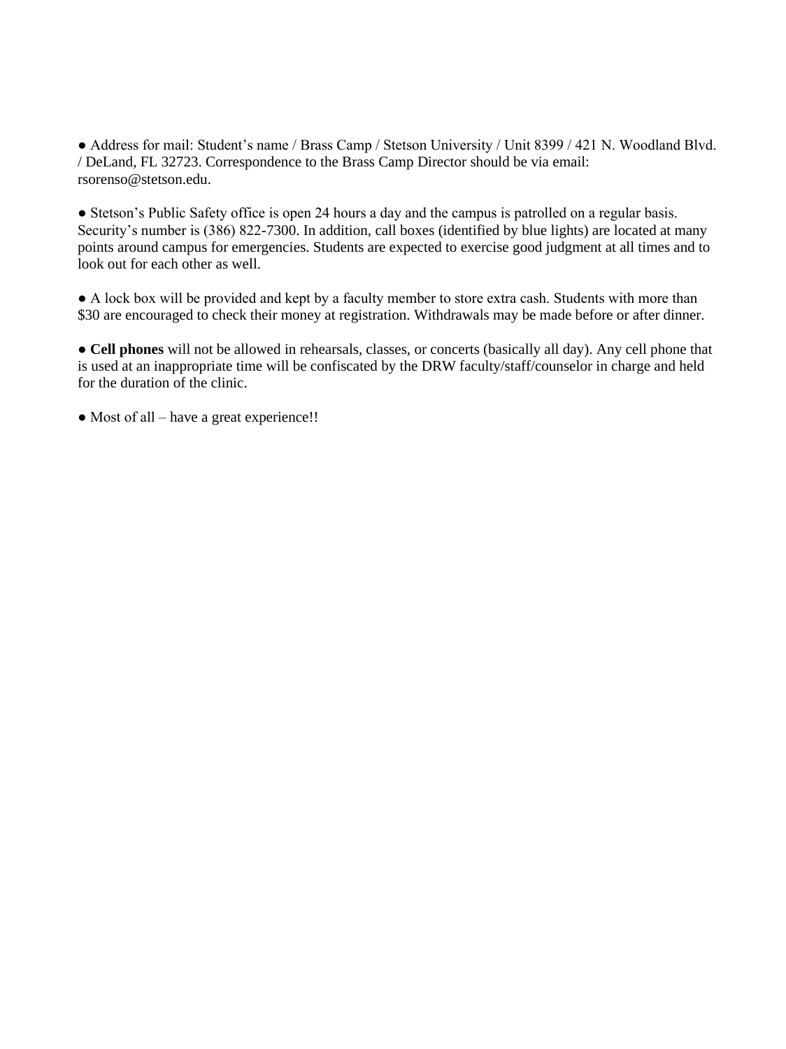- Address for mail: Student's name / Brass Camp / Stetson University / Unit 8399 / 421 N. Woodland Blvd. / DeLand, FL 32723. Correspondence to the Brass Camp Director should be via email: rsorenso@stetson.edu.

- Stetson's Public Safety office is open 24 hours a day and the campus is patrolled on a regular basis. Security's number is (386) 822-7300. In addition, call boxes (identified by blue lights) are located at many points around campus for emergencies. Students are expected to exercise good judgment at all times and to look out for each other as well.

- A lock box will be provided and kept by a faculty member to store extra cash. Students with more than $30 are encouraged to check their money at registration. Withdrawals may be made before or after dinner.

- **Cell phones** will not be allowed in rehearsals, classes, or concerts (basically all day). Any cell phone that is used at an inappropriate time will be confiscated by the DRW faculty/staff/counselor in charge and held for the duration of the clinic.

- Most of all – have a great experience!!